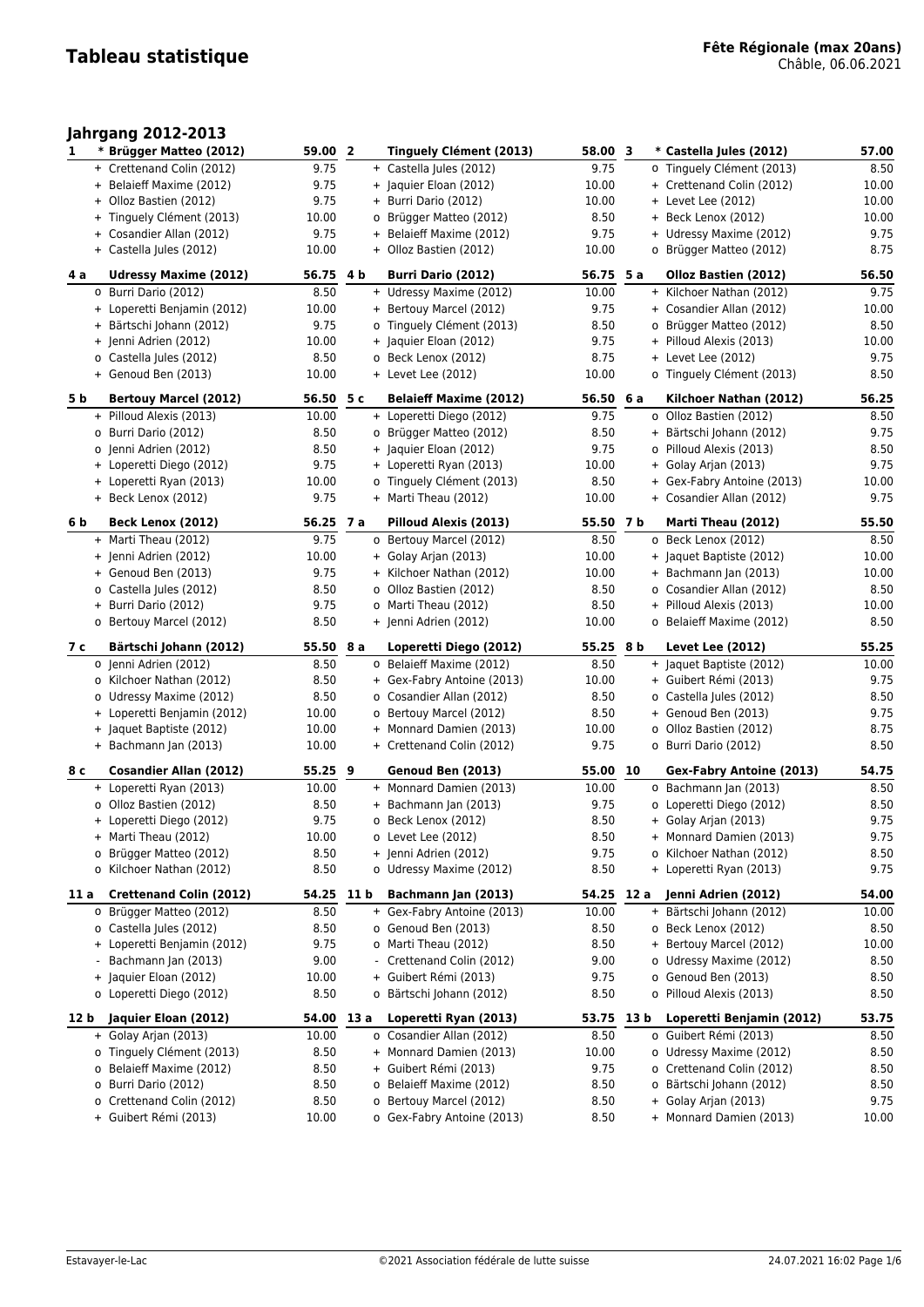# Tableau statistique

**Fête Régionale (max 20ans)**
Châble, 06.06.2021

## Jahrgang 2012-2013

| Rang | | Nom | Points | Rang | | Nom | Points | Rang | | Nom | Points |
|---|---|---|---|---|---|---|---|---|---|---|---|
| **1** | * | **Brügger Matteo (2012)** | **59.00** | **2** | | **Tinguely Clément (2013)** | **58.00** | **3** | * | **Castella Jules (2012)** | **57.00** |
| | + | Crettenand Colin (2012) | 9.75 | | + | Castella Jules (2012) | 9.75 | | o | Tinguely Clément (2013) | 8.50 |
| | + | Belaieff Maxime (2012) | 9.75 | | + | Jaquier Eloan (2012) | 10.00 | | + | Crettenand Colin (2012) | 10.00 |
| | + | Olloz Bastien (2012) | 9.75 | | + | Burri Dario (2012) | 10.00 | | + | Levet Lee (2012) | 10.00 |
| | + | Tinguely Clément (2013) | 10.00 | | o | Brügger Matteo (2012) | 8.50 | | + | Beck Lenox (2012) | 10.00 |
| | + | Cosandier Allan (2012) | 9.75 | | + | Belaieff Maxime (2012) | 9.75 | | + | Udressy Maxime (2012) | 9.75 |
| | + | Castella Jules (2012) | 10.00 | | + | Olloz Bastien (2012) | 10.00 | | o | Brügger Matteo (2012) | 8.75 |
| **4 a** | | **Udressy Maxime (2012)** | **56.75** | **4 b** | | **Burri Dario (2012)** | **56.75** | **5 a** | | **Olloz Bastien (2012)** | **56.50** |
| | o | Burri Dario (2012) | 8.50 | | + | Udressy Maxime (2012) | 10.00 | | + | Kilchoer Nathan (2012) | 9.75 |
| | + | Loperetti Benjamin (2012) | 10.00 | | + | Bertouy Marcel (2012) | 9.75 | | + | Cosandier Allan (2012) | 10.00 |
| | + | Bärtschi Johann (2012) | 9.75 | | o | Tinguely Clément (2013) | 8.50 | | o | Brügger Matteo (2012) | 8.50 |
| | + | Jenni Adrien (2012) | 10.00 | | + | Jaquier Eloan (2012) | 9.75 | | + | Pilloud Alexis (2013) | 10.00 |
| | o | Castella Jules (2012) | 8.50 | | o | Beck Lenox (2012) | 8.75 | | + | Levet Lee (2012) | 9.75 |
| | + | Genoud Ben (2013) | 10.00 | | + | Levet Lee (2012) | 10.00 | | o | Tinguely Clément (2013) | 8.50 |
| **5 b** | | **Bertouy Marcel (2012)** | **56.50** | **5 c** | | **Belaieff Maxime (2012)** | **56.50** | **6 a** | | **Kilchoer Nathan (2012)** | **56.25** |
| | + | Pilloud Alexis (2013) | 10.00 | | + | Loperetti Diego (2012) | 9.75 | | o | Olloz Bastien (2012) | 8.50 |
| | o | Burri Dario (2012) | 8.50 | | o | Brügger Matteo (2012) | 8.50 | | + | Bärtschi Johann (2012) | 9.75 |
| | o | Jenni Adrien (2012) | 8.50 | | + | Jaquier Eloan (2012) | 9.75 | | o | Pilloud Alexis (2013) | 8.50 |
| | + | Loperetti Diego (2012) | 9.75 | | + | Loperetti Ryan (2013) | 10.00 | | + | Golay Arjan (2013) | 9.75 |
| | + | Loperetti Ryan (2013) | 10.00 | | o | Tinguely Clément (2013) | 8.50 | | + | Gex-Fabry Antoine (2013) | 10.00 |
| | + | Beck Lenox (2012) | 9.75 | | + | Marti Theau (2012) | 10.00 | | + | Cosandier Allan (2012) | 9.75 |
| **6 b** | | **Beck Lenox (2012)** | **56.25** | **7 a** | | **Pilloud Alexis (2013)** | **55.50** | **7 b** | | **Marti Theau (2012)** | **55.50** |
| | + | Marti Theau (2012) | 9.75 | | o | Bertouy Marcel (2012) | 8.50 | | o | Beck Lenox (2012) | 8.50 |
| | + | Jenni Adrien (2012) | 10.00 | | + | Golay Arjan (2013) | 10.00 | | + | Jaquet Baptiste (2012) | 10.00 |
| | + | Genoud Ben (2013) | 9.75 | | + | Kilchoer Nathan (2012) | 10.00 | | + | Bachmann Jan (2013) | 10.00 |
| | o | Castella Jules (2012) | 8.50 | | o | Olloz Bastien (2012) | 8.50 | | o | Cosandier Allan (2012) | 8.50 |
| | + | Burri Dario (2012) | 9.75 | | o | Marti Theau (2012) | 8.50 | | + | Pilloud Alexis (2013) | 10.00 |
| | o | Bertouy Marcel (2012) | 8.50 | | + | Jenni Adrien (2012) | 10.00 | | o | Belaieff Maxime (2012) | 8.50 |
| **7 c** | | **Bärtschi Johann (2012)** | **55.50** | **8 a** | | **Loperetti Diego (2012)** | **55.25** | **8 b** | | **Levet Lee (2012)** | **55.25** |
| | o | Jenni Adrien (2012) | 8.50 | | o | Belaieff Maxime (2012) | 8.50 | | + | Jaquet Baptiste (2012) | 10.00 |
| | o | Kilchoer Nathan (2012) | 8.50 | | + | Gex-Fabry Antoine (2013) | 10.00 | | + | Guibert Rémi (2013) | 9.75 |
| | o | Udressy Maxime (2012) | 8.50 | | o | Cosandier Allan (2012) | 8.50 | | o | Castella Jules (2012) | 8.50 |
| | + | Loperetti Benjamin (2012) | 10.00 | | o | Bertouy Marcel (2012) | 8.50 | | + | Genoud Ben (2013) | 9.75 |
| | + | Jaquet Baptiste (2012) | 10.00 | | + | Monnard Damien (2013) | 10.00 | | o | Olloz Bastien (2012) | 8.75 |
| | + | Bachmann Jan (2013) | 10.00 | | + | Crettenand Colin (2012) | 9.75 | | o | Burri Dario (2012) | 8.50 |
| **8 c** | | **Cosandier Allan (2012)** | **55.25** | **9** | | **Genoud Ben (2013)** | **55.00** | **10** | | **Gex-Fabry Antoine (2013)** | **54.75** |
| | + | Loperetti Ryan (2013) | 10.00 | | + | Monnard Damien (2013) | 10.00 | | o | Bachmann Jan (2013) | 8.50 |
| | o | Olloz Bastien (2012) | 8.50 | | + | Bachmann Jan (2013) | 9.75 | | o | Loperetti Diego (2012) | 8.50 |
| | + | Loperetti Diego (2012) | 9.75 | | o | Beck Lenox (2012) | 8.50 | | + | Golay Arjan (2013) | 9.75 |
| | + | Marti Theau (2012) | 10.00 | | o | Levet Lee (2012) | 8.50 | | + | Monnard Damien (2013) | 9.75 |
| | o | Brügger Matteo (2012) | 8.50 | | + | Jenni Adrien (2012) | 9.75 | | o | Kilchoer Nathan (2012) | 8.50 |
| | o | Kilchoer Nathan (2012) | 8.50 | | o | Udressy Maxime (2012) | 8.50 | | + | Loperetti Ryan (2013) | 9.75 |
| **11 a** | | **Crettenand Colin (2012)** | **54.25** | **11 b** | | **Bachmann Jan (2013)** | **54.25** | **12 a** | | **Jenni Adrien (2012)** | **54.00** |
| | o | Brügger Matteo (2012) | 8.50 | | + | Gex-Fabry Antoine (2013) | 10.00 | | + | Bärtschi Johann (2012) | 10.00 |
| | o | Castella Jules (2012) | 8.50 | | o | Genoud Ben (2013) | 8.50 | | o | Beck Lenox (2012) | 8.50 |
| | + | Loperetti Benjamin (2012) | 9.75 | | o | Marti Theau (2012) | 8.50 | | + | Bertouy Marcel (2012) | 10.00 |
| | - | Bachmann Jan (2013) | 9.00 | | - | Crettenand Colin (2012) | 9.00 | | o | Udressy Maxime (2012) | 8.50 |
| | + | Jaquier Eloan (2012) | 10.00 | | + | Guibert Rémi (2013) | 9.75 | | o | Genoud Ben (2013) | 8.50 |
| | o | Loperetti Diego (2012) | 8.50 | | o | Bärtschi Johann (2012) | 8.50 | | o | Pilloud Alexis (2013) | 8.50 |
| **12 b** | | **Jaquier Eloan (2012)** | **54.00** | **13 a** | | **Loperetti Ryan (2013)** | **53.75** | **13 b** | | **Loperetti Benjamin (2012)** | **53.75** |
| | + | Golay Arjan (2013) | 10.00 | | o | Cosandier Allan (2012) | 8.50 | | o | Guibert Rémi (2013) | 8.50 |
| | o | Tinguely Clément (2013) | 8.50 | | + | Monnard Damien (2013) | 10.00 | | o | Udressy Maxime (2012) | 8.50 |
| | o | Belaieff Maxime (2012) | 8.50 | | + | Guibert Rémi (2013) | 9.75 | | o | Crettenand Colin (2012) | 8.50 |
| | o | Burri Dario (2012) | 8.50 | | o | Belaieff Maxime (2012) | 8.50 | | o | Bärtschi Johann (2012) | 8.50 |
| | o | Crettenand Colin (2012) | 8.50 | | o | Bertouy Marcel (2012) | 8.50 | | + | Golay Arjan (2013) | 9.75 |
| | + | Guibert Rémi (2013) | 10.00 | | o | Gex-Fabry Antoine (2013) | 8.50 | | + | Monnard Damien (2013) | 10.00 |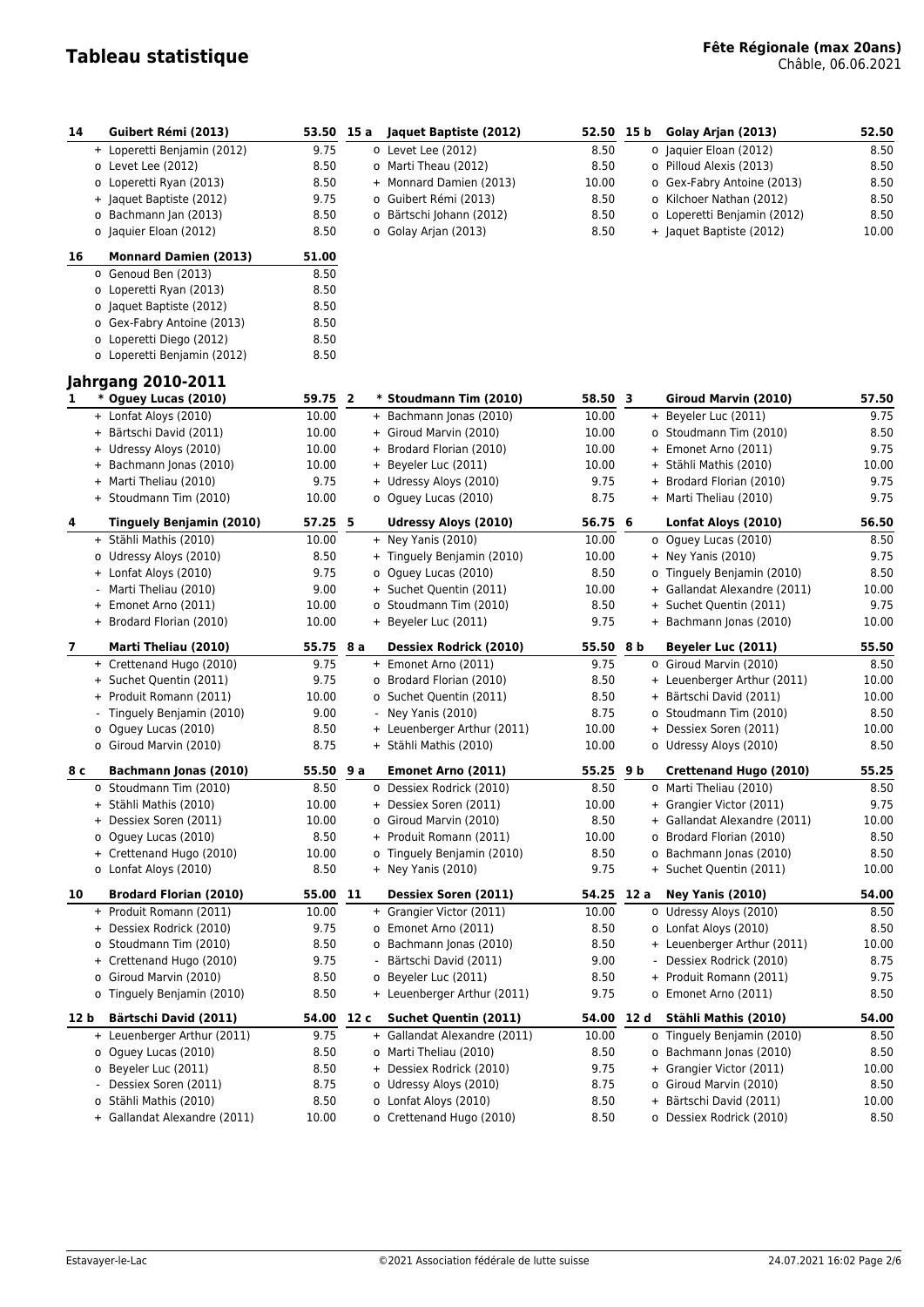# Tableau statistique

**Fête Régionale (max 20ans)**
Châble, 06.06.2021

| Rang | Lutteur / Adversaires | Points |
|---|---|---|
| **14** | **Guibert Rémi (2013)** | **53.50** |
| + | Loperetti Benjamin (2012) | 9.75 |
| o | Levet Lee (2012) | 8.50 |
| o | Loperetti Ryan (2013) | 8.50 |
| + | Jaquet Baptiste (2012) | 9.75 |
| o | Bachmann Jan (2013) | 8.50 |
| o | Jaquier Eloan (2012) | 8.50 |
| **15 a** | **Jaquet Baptiste (2012)** | **52.50** |
| o | Levet Lee (2012) | 8.50 |
| o | Marti Theau (2012) | 8.50 |
| + | Monnard Damien (2013) | 10.00 |
| o | Guibert Rémi (2013) | 8.50 |
| o | Bärtschi Johann (2012) | 8.50 |
| o | Golay Arjan (2013) | 8.50 |
| **15 b** | **Golay Arjan (2013)** | **52.50** |
| o | Jaquier Eloan (2012) | 8.50 |
| o | Pilloud Alexis (2013) | 8.50 |
| o | Gex-Fabry Antoine (2013) | 8.50 |
| o | Kilchoer Nathan (2012) | 8.50 |
| o | Loperetti Benjamin (2012) | 8.50 |
| + | Jaquet Baptiste (2012) | 10.00 |
| **16** | **Monnard Damien (2013)** | **51.00** |
| o | Genoud Ben (2013) | 8.50 |
| o | Loperetti Ryan (2013) | 8.50 |
| o | Jaquet Baptiste (2012) | 8.50 |
| o | Gex-Fabry Antoine (2013) | 8.50 |
| o | Loperetti Diego (2012) | 8.50 |
| o | Loperetti Benjamin (2012) | 8.50 |

## Jahrgang 2010-2011

| Rang | Lutteur / Adversaires | Points |
|---|---|---|
| **1** | *** Oguey Lucas (2010)** | **59.75** |
| + | Lonfat Aloys (2010) | 10.00 |
| + | Bärtschi David (2011) | 10.00 |
| + | Udressy Aloys (2010) | 10.00 |
| + | Bachmann Jonas (2010) | 10.00 |
| + | Marti Theliau (2010) | 9.75 |
| + | Stoudmann Tim (2010) | 10.00 |
| **2** | *** Stoudmann Tim (2010)** | **58.50** |
| + | Bachmann Jonas (2010) | 10.00 |
| + | Giroud Marvin (2010) | 10.00 |
| + | Brodard Florian (2010) | 10.00 |
| + | Beyeler Luc (2011) | 10.00 |
| + | Udressy Aloys (2010) | 9.75 |
| o | Oguey Lucas (2010) | 8.75 |
| **3** | **Giroud Marvin (2010)** | **57.50** |
| + | Beyeler Luc (2011) | 9.75 |
| o | Stoudmann Tim (2010) | 8.50 |
| + | Emonet Arno (2011) | 9.75 |
| + | Stähli Mathis (2010) | 10.00 |
| + | Brodard Florian (2010) | 9.75 |
| + | Marti Theliau (2010) | 9.75 |
| **4** | **Tinguely Benjamin (2010)** | **57.25** |
| + | Stähli Mathis (2010) | 10.00 |
| o | Udressy Aloys (2010) | 8.50 |
| + | Lonfat Aloys (2010) | 9.75 |
| - | Marti Theliau (2010) | 9.00 |
| + | Emonet Arno (2011) | 10.00 |
| + | Brodard Florian (2010) | 10.00 |
| **5** | **Udressy Aloys (2010)** | **56.75** |
| + | Ney Yanis (2010) | 10.00 |
| + | Tinguely Benjamin (2010) | 10.00 |
| o | Oguey Lucas (2010) | 8.50 |
| + | Suchet Quentin (2011) | 10.00 |
| o | Stoudmann Tim (2010) | 8.50 |
| + | Beyeler Luc (2011) | 9.75 |
| **6** | **Lonfat Aloys (2010)** | **56.50** |
| o | Oguey Lucas (2010) | 8.50 |
| + | Ney Yanis (2010) | 9.75 |
| o | Tinguely Benjamin (2010) | 8.50 |
| + | Gallandat Alexandre (2011) | 10.00 |
| + | Suchet Quentin (2011) | 9.75 |
| + | Bachmann Jonas (2010) | 10.00 |
| **7** | **Marti Theliau (2010)** | **55.75** |
| + | Crettenand Hugo (2010) | 9.75 |
| + | Suchet Quentin (2011) | 9.75 |
| + | Produit Romann (2011) | 10.00 |
| - | Tinguely Benjamin (2010) | 9.00 |
| o | Oguey Lucas (2010) | 8.50 |
| o | Giroud Marvin (2010) | 8.75 |
| **8 a** | **Dessiex Rodrick (2010)** | **55.50** |
| + | Emonet Arno (2011) | 9.75 |
| o | Brodard Florian (2010) | 8.50 |
| o | Suchet Quentin (2011) | 8.50 |
| - | Ney Yanis (2010) | 8.75 |
| + | Leuenberger Arthur (2011) | 10.00 |
| + | Stähli Mathis (2010) | 10.00 |
| **8 b** | **Beyeler Luc (2011)** | **55.50** |
| o | Giroud Marvin (2010) | 8.50 |
| + | Leuenberger Arthur (2011) | 10.00 |
| + | Bärtschi David (2011) | 10.00 |
| o | Stoudmann Tim (2010) | 8.50 |
| + | Dessiex Soren (2011) | 10.00 |
| o | Udressy Aloys (2010) | 8.50 |
| **8 c** | **Bachmann Jonas (2010)** | **55.50** |
| o | Stoudmann Tim (2010) | 8.50 |
| + | Stähli Mathis (2010) | 10.00 |
| + | Dessiex Soren (2011) | 10.00 |
| o | Oguey Lucas (2010) | 8.50 |
| + | Crettenand Hugo (2010) | 10.00 |
| o | Lonfat Aloys (2010) | 8.50 |
| **9 a** | **Emonet Arno (2011)** | **55.25** |
| o | Dessiex Rodrick (2010) | 8.50 |
| + | Dessiex Soren (2011) | 10.00 |
| o | Giroud Marvin (2010) | 8.50 |
| + | Produit Romann (2011) | 10.00 |
| o | Tinguely Benjamin (2010) | 8.50 |
| + | Ney Yanis (2010) | 9.75 |
| **9 b** | **Crettenand Hugo (2010)** | **55.25** |
| o | Marti Theliau (2010) | 8.50 |
| + | Grangier Victor (2011) | 9.75 |
| + | Gallandat Alexandre (2011) | 10.00 |
| o | Brodard Florian (2010) | 8.50 |
| o | Bachmann Jonas (2010) | 8.50 |
| + | Suchet Quentin (2011) | 10.00 |
| **10** | **Brodard Florian (2010)** | **55.00** |
| + | Produit Romann (2011) | 10.00 |
| + | Dessiex Rodrick (2010) | 9.75 |
| o | Stoudmann Tim (2010) | 8.50 |
| + | Crettenand Hugo (2010) | 9.75 |
| o | Giroud Marvin (2010) | 8.50 |
| o | Tinguely Benjamin (2010) | 8.50 |
| **11** | **Dessiex Soren (2011)** | **54.25** |
| + | Grangier Victor (2011) | 10.00 |
| o | Emonet Arno (2011) | 8.50 |
| o | Bachmann Jonas (2010) | 8.50 |
| - | Bärtschi David (2011) | 9.00 |
| o | Beyeler Luc (2011) | 8.50 |
| + | Leuenberger Arthur (2011) | 9.75 |
| **12 a** | **Ney Yanis (2010)** | **54.00** |
| o | Udressy Aloys (2010) | 8.50 |
| o | Lonfat Aloys (2010) | 8.50 |
| + | Leuenberger Arthur (2011) | 10.00 |
| - | Dessiex Rodrick (2010) | 8.75 |
| + | Produit Romann (2011) | 9.75 |
| o | Emonet Arno (2011) | 8.50 |
| **12 b** | **Bärtschi David (2011)** | **54.00** |
| + | Leuenberger Arthur (2011) | 9.75 |
| o | Oguey Lucas (2010) | 8.50 |
| o | Beyeler Luc (2011) | 8.50 |
| - | Dessiex Soren (2011) | 8.75 |
| o | Stähli Mathis (2010) | 8.50 |
| + | Gallandat Alexandre (2011) | 10.00 |
| **12 c** | **Suchet Quentin (2011)** | **54.00** |
| + | Gallandat Alexandre (2011) | 10.00 |
| o | Marti Theliau (2010) | 8.50 |
| + | Dessiex Rodrick (2010) | 9.75 |
| o | Udressy Aloys (2010) | 8.75 |
| o | Lonfat Aloys (2010) | 8.50 |
| o | Crettenand Hugo (2010) | 8.50 |
| **12 d** | **Stähli Mathis (2010)** | **54.00** |
| o | Tinguely Benjamin (2010) | 8.50 |
| o | Bachmann Jonas (2010) | 8.50 |
| + | Grangier Victor (2011) | 10.00 |
| o | Giroud Marvin (2010) | 8.50 |
| + | Bärtschi David (2011) | 10.00 |
| o | Dessiex Rodrick (2010) | 8.50 |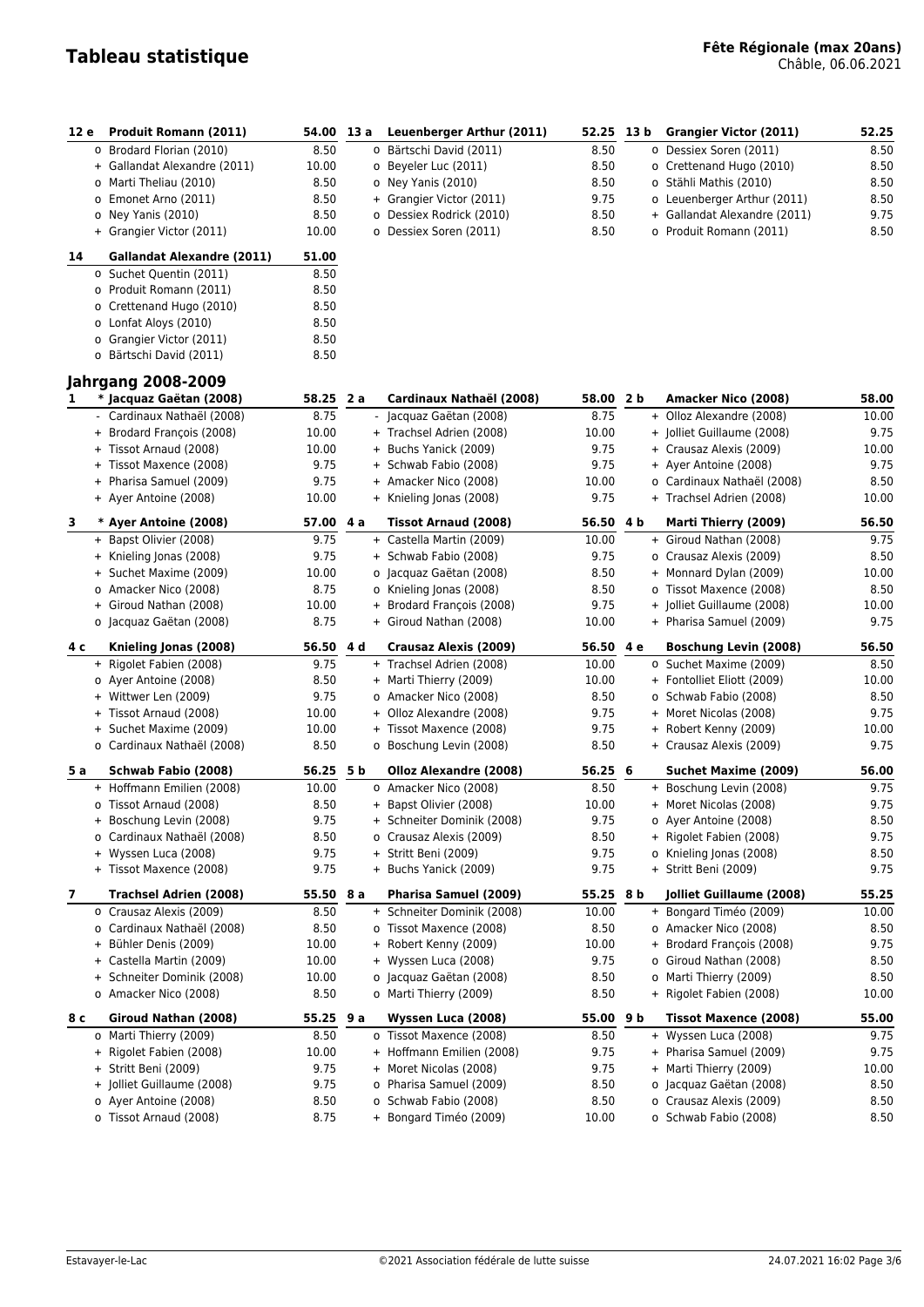# Tableau statistique

**Fête Régionale (max 20ans)**
Châble, 06.06.2021

| Rang | Lutteur | Points |
|---|---|---|
| **12 e** | **Produit Romann (2011)** | **54.00** |
| o | Brodard Florian (2010) | 8.50 |
| + | Gallandat Alexandre (2011) | 10.00 |
| o | Marti Theliau (2010) | 8.50 |
| o | Emonet Arno (2011) | 8.50 |
| o | Ney Yanis (2010) | 8.50 |
| + | Grangier Victor (2011) | 10.00 |
| **13 a** | **Leuenberger Arthur (2011)** | **52.25** |
| o | Bärtschi David (2011) | 8.50 |
| o | Beyeler Luc (2011) | 8.50 |
| o | Ney Yanis (2010) | 8.50 |
| + | Grangier Victor (2011) | 9.75 |
| o | Dessiex Rodrick (2010) | 8.50 |
| o | Dessiex Soren (2011) | 8.50 |
| **13 b** | **Grangier Victor (2011)** | **52.25** |
| o | Dessiex Soren (2011) | 8.50 |
| o | Crettenand Hugo (2010) | 8.50 |
| o | Stähli Mathis (2010) | 8.50 |
| o | Leuenberger Arthur (2011) | 8.50 |
| + | Gallandat Alexandre (2011) | 9.75 |
| o | Produit Romann (2011) | 8.50 |
| **14** | **Gallandat Alexandre (2011)** | **51.00** |
| o | Suchet Quentin (2011) | 8.50 |
| o | Produit Romann (2011) | 8.50 |
| o | Crettenand Hugo (2010) | 8.50 |
| o | Lonfat Aloys (2010) | 8.50 |
| o | Grangier Victor (2011) | 8.50 |
| o | Bärtschi David (2011) | 8.50 |

## Jahrgang 2008-2009

| Rang | Lutteur | Points |
|---|---|---|
| **1** | **\* Jacquaz Gaëtan (2008)** | **58.25** |
| - | Cardinaux Nathaël (2008) | 8.75 |
| + | Brodard François (2008) | 10.00 |
| + | Tissot Arnaud (2008) | 10.00 |
| + | Tissot Maxence (2008) | 9.75 |
| + | Pharisa Samuel (2009) | 9.75 |
| + | Ayer Antoine (2008) | 10.00 |
| **2 a** | **Cardinaux Nathaël (2008)** | **58.00** |
| - | Jacquaz Gaëtan (2008) | 8.75 |
| + | Trachsel Adrien (2008) | 10.00 |
| + | Buchs Yanick (2009) | 9.75 |
| + | Schwab Fabio (2008) | 9.75 |
| + | Amacker Nico (2008) | 10.00 |
| + | Knieling Jonas (2008) | 9.75 |
| **2 b** | **Amacker Nico (2008)** | **58.00** |
| + | Olloz Alexandre (2008) | 10.00 |
| + | Jolliet Guillaume (2008) | 9.75 |
| + | Crausaz Alexis (2009) | 10.00 |
| + | Ayer Antoine (2008) | 9.75 |
| o | Cardinaux Nathaël (2008) | 8.50 |
| + | Trachsel Adrien (2008) | 10.00 |
| **3** | **\* Ayer Antoine (2008)** | **57.00** |
| + | Bapst Olivier (2008) | 9.75 |
| + | Knieling Jonas (2008) | 9.75 |
| + | Suchet Maxime (2009) | 10.00 |
| o | Amacker Nico (2008) | 8.75 |
| + | Giroud Nathan (2008) | 10.00 |
| o | Jacquaz Gaëtan (2008) | 8.75 |
| **4 a** | **Tissot Arnaud (2008)** | **56.50** |
| + | Castella Martin (2009) | 10.00 |
| + | Schwab Fabio (2008) | 9.75 |
| o | Jacquaz Gaëtan (2008) | 8.50 |
| o | Knieling Jonas (2008) | 8.50 |
| + | Brodard François (2008) | 9.75 |
| + | Giroud Nathan (2008) | 10.00 |
| **4 b** | **Marti Thierry (2009)** | **56.50** |
| + | Giroud Nathan (2008) | 9.75 |
| o | Crausaz Alexis (2009) | 8.50 |
| + | Monnard Dylan (2009) | 10.00 |
| o | Tissot Maxence (2008) | 8.50 |
| + | Jolliet Guillaume (2008) | 10.00 |
| + | Pharisa Samuel (2009) | 9.75 |
| **4 c** | **Knieling Jonas (2008)** | **56.50** |
| + | Rigolet Fabien (2008) | 9.75 |
| o | Ayer Antoine (2008) | 8.50 |
| + | Wittwer Len (2009) | 9.75 |
| + | Tissot Arnaud (2008) | 10.00 |
| + | Suchet Maxime (2009) | 10.00 |
| o | Cardinaux Nathaël (2008) | 8.50 |
| **4 d** | **Crausaz Alexis (2009)** | **56.50** |
| + | Trachsel Adrien (2008) | 10.00 |
| + | Marti Thierry (2009) | 10.00 |
| o | Amacker Nico (2008) | 8.50 |
| + | Olloz Alexandre (2008) | 9.75 |
| + | Tissot Maxence (2008) | 9.75 |
| o | Boschung Levin (2008) | 8.50 |
| **4 e** | **Boschung Levin (2008)** | **56.50** |
| o | Suchet Maxime (2009) | 8.50 |
| + | Fontolliet Eliott (2009) | 10.00 |
| o | Schwab Fabio (2008) | 8.50 |
| + | Moret Nicolas (2008) | 9.75 |
| + | Robert Kenny (2009) | 10.00 |
| + | Crausaz Alexis (2009) | 9.75 |
| **5 a** | **Schwab Fabio (2008)** | **56.25** |
| + | Hoffmann Emilien (2008) | 10.00 |
| o | Tissot Arnaud (2008) | 8.50 |
| + | Boschung Levin (2008) | 9.75 |
| o | Cardinaux Nathaël (2008) | 8.50 |
| + | Wyssen Luca (2008) | 9.75 |
| + | Tissot Maxence (2008) | 9.75 |
| **5 b** | **Olloz Alexandre (2008)** | **56.25** |
| o | Amacker Nico (2008) | 8.50 |
| + | Bapst Olivier (2008) | 10.00 |
| + | Schneiter Dominik (2008) | 9.75 |
| o | Crausaz Alexis (2009) | 8.50 |
| + | Stritt Beni (2009) | 9.75 |
| + | Buchs Yanick (2009) | 9.75 |
| **6** | **Suchet Maxime (2009)** | **56.00** |
| + | Boschung Levin (2008) | 9.75 |
| + | Moret Nicolas (2008) | 9.75 |
| o | Ayer Antoine (2008) | 8.50 |
| + | Rigolet Fabien (2008) | 9.75 |
| o | Knieling Jonas (2008) | 8.50 |
| + | Stritt Beni (2009) | 9.75 |
| **7** | **Trachsel Adrien (2008)** | **55.50** |
| o | Crausaz Alexis (2009) | 8.50 |
| o | Cardinaux Nathaël (2008) | 8.50 |
| + | Bühler Denis (2009) | 10.00 |
| + | Castella Martin (2009) | 10.00 |
| + | Schneiter Dominik (2008) | 10.00 |
| o | Amacker Nico (2008) | 8.50 |
| **8 a** | **Pharisa Samuel (2009)** | **55.25** |
| + | Schneiter Dominik (2008) | 10.00 |
| o | Tissot Maxence (2008) | 8.50 |
| + | Robert Kenny (2009) | 10.00 |
| + | Wyssen Luca (2008) | 9.75 |
| o | Jacquaz Gaëtan (2008) | 8.50 |
| o | Marti Thierry (2009) | 8.50 |
| **8 b** | **Jolliet Guillaume (2008)** | **55.25** |
| + | Bongard Timéo (2009) | 10.00 |
| o | Amacker Nico (2008) | 8.50 |
| + | Brodard François (2008) | 9.75 |
| o | Giroud Nathan (2008) | 8.50 |
| o | Marti Thierry (2009) | 8.50 |
| + | Rigolet Fabien (2008) | 10.00 |
| **8 c** | **Giroud Nathan (2008)** | **55.25** |
| o | Marti Thierry (2009) | 8.50 |
| + | Rigolet Fabien (2008) | 10.00 |
| + | Stritt Beni (2009) | 9.75 |
| + | Jolliet Guillaume (2008) | 9.75 |
| o | Ayer Antoine (2008) | 8.50 |
| o | Tissot Arnaud (2008) | 8.75 |
| **9 a** | **Wyssen Luca (2008)** | **55.00** |
| o | Tissot Maxence (2008) | 8.50 |
| + | Hoffmann Emilien (2008) | 9.75 |
| + | Moret Nicolas (2008) | 9.75 |
| o | Pharisa Samuel (2009) | 8.50 |
| o | Schwab Fabio (2008) | 8.50 |
| + | Bongard Timéo (2009) | 10.00 |
| **9 b** | **Tissot Maxence (2008)** | **55.00** |
| + | Wyssen Luca (2008) | 9.75 |
| + | Pharisa Samuel (2009) | 9.75 |
| + | Marti Thierry (2009) | 10.00 |
| o | Jacquaz Gaëtan (2008) | 8.50 |
| o | Crausaz Alexis (2009) | 8.50 |
| o | Schwab Fabio (2008) | 8.50 |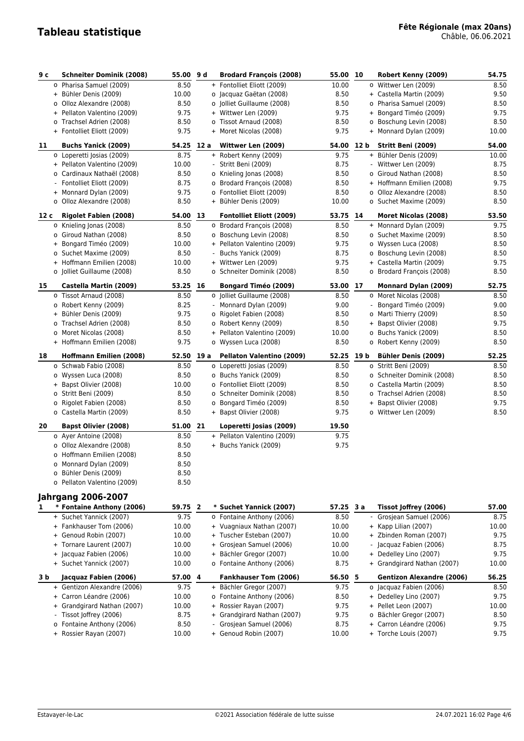# Tableau statistique

**Fête Régionale (max 20ans)**
Châble, 06.06.2021

| Rang | Lutteur | Points |
|---|---|---|
| **9 c** | **Schneiter Dominik (2008)** | **55.00** |
| | o Pharisa Samuel (2009) | 8.50 |
| | + Bühler Denis (2009) | 10.00 |
| | o Olloz Alexandre (2008) | 8.50 |
| | + Pellaton Valentino (2009) | 9.75 |
| | o Trachsel Adrien (2008) | 8.50 |
| | + Fontolliet Eliott (2009) | 9.75 |
| **9 d** | **Brodard François (2008)** | **55.00** |
| | + Fontolliet Eliott (2009) | 10.00 |
| | o Jacquaz Gaëtan (2008) | 8.50 |
| | o Jolliet Guillaume (2008) | 8.50 |
| | + Wittwer Len (2009) | 9.75 |
| | o Tissot Arnaud (2008) | 8.50 |
| | + Moret Nicolas (2008) | 9.75 |
| **10** | **Robert Kenny (2009)** | **54.75** |
| | o Wittwer Len (2009) | 8.50 |
| | + Castella Martin (2009) | 9.50 |
| | o Pharisa Samuel (2009) | 8.50 |
| | + Bongard Timéo (2009) | 9.75 |
| | o Boschung Levin (2008) | 8.50 |
| | + Monnard Dylan (2009) | 10.00 |
| **11** | **Buchs Yanick (2009)** | **54.25** |
| | o Loperetti Josias (2009) | 8.75 |
| | + Pellaton Valentino (2009) | 10.00 |
| | o Cardinaux Nathaël (2008) | 8.50 |
| | - Fontolliet Eliott (2009) | 8.75 |
| | + Monnard Dylan (2009) | 9.75 |
| | o Olloz Alexandre (2008) | 8.50 |
| **12 a** | **Wittwer Len (2009)** | **54.00** |
| | + Robert Kenny (2009) | 9.75 |
| | - Stritt Beni (2009) | 8.75 |
| | o Knieling Jonas (2008) | 8.50 |
| | o Brodard François (2008) | 8.50 |
| | o Fontolliet Eliott (2009) | 8.50 |
| | + Bühler Denis (2009) | 10.00 |
| **12 b** | **Stritt Beni (2009)** | **54.00** |
| | + Bühler Denis (2009) | 10.00 |
| | - Wittwer Len (2009) | 8.75 |
| | o Giroud Nathan (2008) | 8.50 |
| | + Hoffmann Emilien (2008) | 9.75 |
| | o Olloz Alexandre (2008) | 8.50 |
| | o Suchet Maxime (2009) | 8.50 |
| **12 c** | **Rigolet Fabien (2008)** | **54.00** |
| | o Knieling Jonas (2008) | 8.50 |
| | o Giroud Nathan (2008) | 8.50 |
| | + Bongard Timéo (2009) | 10.00 |
| | o Suchet Maxime (2009) | 8.50 |
| | + Hoffmann Emilien (2008) | 10.00 |
| | o Jolliet Guillaume (2008) | 8.50 |
| **13** | **Fontolliet Eliott (2009)** | **53.75** |
| | o Brodard François (2008) | 8.50 |
| | o Boschung Levin (2008) | 8.50 |
| | + Pellaton Valentino (2009) | 9.75 |
| | - Buchs Yanick (2009) | 8.75 |
| | + Wittwer Len (2009) | 9.75 |
| | o Schneiter Dominik (2008) | 8.50 |
| **14** | **Moret Nicolas (2008)** | **53.50** |
| | + Monnard Dylan (2009) | 9.75 |
| | o Suchet Maxime (2009) | 8.50 |
| | o Wyssen Luca (2008) | 8.50 |
| | o Boschung Levin (2008) | 8.50 |
| | + Castella Martin (2009) | 9.75 |
| | o Brodard François (2008) | 8.50 |
| **15** | **Castella Martin (2009)** | **53.25** |
| | o Tissot Arnaud (2008) | 8.50 |
| | o Robert Kenny (2009) | 8.25 |
| | + Bühler Denis (2009) | 9.75 |
| | o Trachsel Adrien (2008) | 8.50 |
| | o Moret Nicolas (2008) | 8.50 |
| | + Hoffmann Emilien (2008) | 9.75 |
| **16** | **Bongard Timéo (2009)** | **53.00** |
| | o Jolliet Guillaume (2008) | 8.50 |
| | - Monnard Dylan (2009) | 9.00 |
| | o Rigolet Fabien (2008) | 8.50 |
| | o Robert Kenny (2009) | 8.50 |
| | + Pellaton Valentino (2009) | 10.00 |
| | o Wyssen Luca (2008) | 8.50 |
| **17** | **Monnard Dylan (2009)** | **52.75** |
| | o Moret Nicolas (2008) | 8.50 |
| | - Bongard Timéo (2009) | 9.00 |
| | o Marti Thierry (2009) | 8.50 |
| | + Bapst Olivier (2008) | 9.75 |
| | o Buchs Yanick (2009) | 8.50 |
| | o Robert Kenny (2009) | 8.50 |
| **18** | **Hoffmann Emilien (2008)** | **52.50** |
| | o Schwab Fabio (2008) | 8.50 |
| | o Wyssen Luca (2008) | 8.50 |
| | + Bapst Olivier (2008) | 10.00 |
| | o Stritt Beni (2009) | 8.50 |
| | o Rigolet Fabien (2008) | 8.50 |
| | o Castella Martin (2009) | 8.50 |
| **19 a** | **Pellaton Valentino (2009)** | **52.25** |
| | o Loperetti Josias (2009) | 8.50 |
| | o Buchs Yanick (2009) | 8.50 |
| | o Fontolliet Eliott (2009) | 8.50 |
| | o Schneiter Dominik (2008) | 8.50 |
| | o Bongard Timéo (2009) | 8.50 |
| | + Bapst Olivier (2008) | 9.75 |
| **19 b** | **Bühler Denis (2009)** | **52.25** |
| | o Stritt Beni (2009) | 8.50 |
| | o Schneiter Dominik (2008) | 8.50 |
| | o Castella Martin (2009) | 8.50 |
| | o Trachsel Adrien (2008) | 8.50 |
| | + Bapst Olivier (2008) | 9.75 |
| | o Wittwer Len (2009) | 8.50 |
| **20** | **Bapst Olivier (2008)** | **51.00** |
| | o Ayer Antoine (2008) | 8.50 |
| | o Olloz Alexandre (2008) | 8.50 |
| | o Hoffmann Emilien (2008) | 8.50 |
| | o Monnard Dylan (2009) | 8.50 |
| | o Bühler Denis (2009) | 8.50 |
| | o Pellaton Valentino (2009) | 8.50 |
| **21** | **Loperetti Josias (2009)** | **19.50** |
| | + Pellaton Valentino (2009) | 9.75 |
| | + Buchs Yanick (2009) | 9.75 |

## Jahrgang 2006-2007

| Rang | Lutteur | Points |
|---|---|---|
| **1** | **\* Fontaine Anthony (2006)** | **59.75** |
| | + Suchet Yannick (2007) | 9.75 |
| | + Fankhauser Tom (2006) | 10.00 |
| | + Genoud Robin (2007) | 10.00 |
| | + Tornare Laurent (2007) | 10.00 |
| | + Jacquaz Fabien (2006) | 10.00 |
| | + Suchet Yannick (2007) | 10.00 |
| **2** | **\* Suchet Yannick (2007)** | **57.25** |
| | o Fontaine Anthony (2006) | 8.50 |
| | + Vuagniaux Nathan (2007) | 10.00 |
| | + Tuscher Esteban (2007) | 10.00 |
| | + Grosjean Samuel (2006) | 10.00 |
| | + Bächler Gregor (2007) | 10.00 |
| | o Fontaine Anthony (2006) | 8.75 |
| **3 a** | **Tissot Joffrey (2006)** | **57.00** |
| | - Grosjean Samuel (2006) | 8.75 |
| | + Kapp Lilian (2007) | 10.00 |
| | + Zbinden Roman (2007) | 9.75 |
| | - Jacquaz Fabien (2006) | 8.75 |
| | + Dedelley Lino (2007) | 9.75 |
| | + Grandgirard Nathan (2007) | 10.00 |
| **3 b** | **Jacquaz Fabien (2006)** | **57.00** |
| | + Gentizon Alexandre (2006) | 9.75 |
| | + Carron Léandre (2006) | 10.00 |
| | + Grandgirard Nathan (2007) | 10.00 |
| | - Tissot Joffrey (2006) | 8.75 |
| | o Fontaine Anthony (2006) | 8.50 |
| | + Rossier Rayan (2007) | 10.00 |
| **4** | **Fankhauser Tom (2006)** | **56.50** |
| | + Bächler Gregor (2007) | 9.75 |
| | o Fontaine Anthony (2006) | 8.50 |
| | + Rossier Rayan (2007) | 9.75 |
| | + Grandgirard Nathan (2007) | 9.75 |
| | - Grosjean Samuel (2006) | 8.75 |
| | + Genoud Robin (2007) | 10.00 |
| **5** | **Gentizon Alexandre (2006)** | **56.25** |
| | o Jacquaz Fabien (2006) | 8.50 |
| | + Dedelley Lino (2007) | 9.75 |
| | + Pellet Leon (2007) | 10.00 |
| | o Bächler Gregor (2007) | 8.50 |
| | + Carron Léandre (2006) | 9.75 |
| | + Torche Louis (2007) | 9.75 |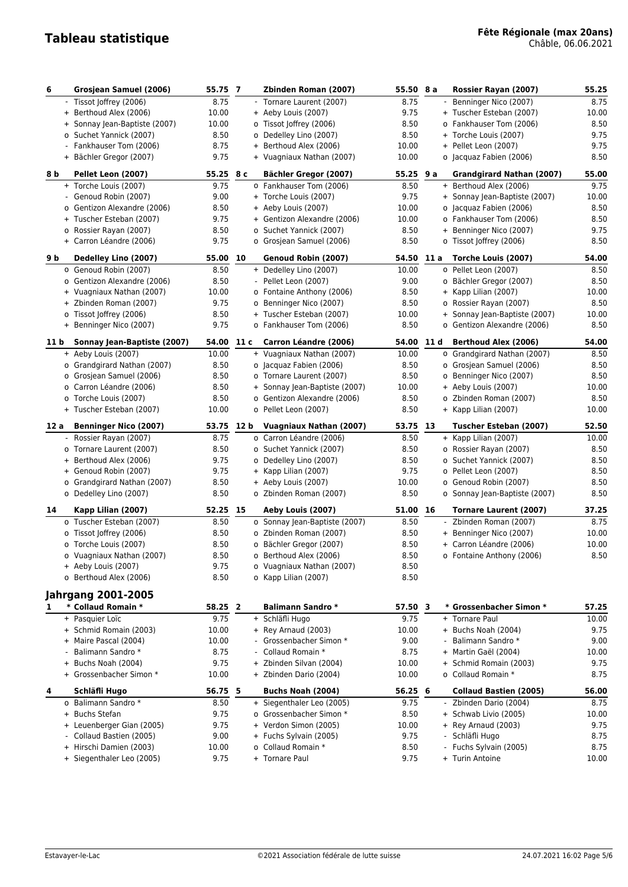# Tableau statistique

**Fête Régionale (max 20ans)**
Châble, 06.06.2021

| Rang | | Nom | Points | Rang | | Nom | Points | Rang | | Nom | Points |
|---|---|---|---|---|---|---|---|---|---|---|---|
| **6** | | **Grosjean Samuel (2006)** | **55.75** | **7** | | **Zbinden Roman (2007)** | **55.50** | **8 a** | | **Rossier Rayan (2007)** | **55.25** |
| | - | Tissot Joffrey (2006) | 8.75 | | - | Tornare Laurent (2007) | 8.75 | | - | Benninger Nico (2007) | 8.75 |
| | + | Berthoud Alex (2006) | 10.00 | | + | Aeby Louis (2007) | 9.75 | | + | Tuscher Esteban (2007) | 10.00 |
| | + | Sonnay Jean-Baptiste (2007) | 10.00 | | o | Tissot Joffrey (2006) | 8.50 | | o | Fankhauser Tom (2006) | 8.50 |
| | o | Suchet Yannick (2007) | 8.50 | | o | Dedelley Lino (2007) | 8.50 | | + | Torche Louis (2007) | 9.75 |
| | - | Fankhauser Tom (2006) | 8.75 | | + | Berthoud Alex (2006) | 10.00 | | + | Pellet Leon (2007) | 9.75 |
| | + | Bächler Gregor (2007) | 9.75 | | + | Vuagniaux Nathan (2007) | 10.00 | | o | Jacquaz Fabien (2006) | 8.50 |
| **8 b** | | **Pellet Leon (2007)** | **55.25** | **8 c** | | **Bächler Gregor (2007)** | **55.25** | **9 a** | | **Grandgirard Nathan (2007)** | **55.00** |
| | + | Torche Louis (2007) | 9.75 | | o | Fankhauser Tom (2006) | 8.50 | | + | Berthoud Alex (2006) | 9.75 |
| | - | Genoud Robin (2007) | 9.00 | | + | Torche Louis (2007) | 9.75 | | + | Sonnay Jean-Baptiste (2007) | 10.00 |
| | o | Gentizon Alexandre (2006) | 8.50 | | + | Aeby Louis (2007) | 10.00 | | o | Jacquaz Fabien (2006) | 8.50 |
| | + | Tuscher Esteban (2007) | 9.75 | | + | Gentizon Alexandre (2006) | 10.00 | | o | Fankhauser Tom (2006) | 8.50 |
| | o | Rossier Rayan (2007) | 8.50 | | o | Suchet Yannick (2007) | 8.50 | | + | Benninger Nico (2007) | 9.75 |
| | + | Carron Léandre (2006) | 9.75 | | o | Grosjean Samuel (2006) | 8.50 | | o | Tissot Joffrey (2006) | 8.50 |
| **9 b** | | **Dedelley Lino (2007)** | **55.00** | **10** | | **Genoud Robin (2007)** | **54.50** | **11 a** | | **Torche Louis (2007)** | **54.00** |
| | o | Genoud Robin (2007) | 8.50 | | + | Dedelley Lino (2007) | 10.00 | | o | Pellet Leon (2007) | 8.50 |
| | o | Gentizon Alexandre (2006) | 8.50 | | - | Pellet Leon (2007) | 9.00 | | o | Bächler Gregor (2007) | 8.50 |
| | + | Vuagniaux Nathan (2007) | 10.00 | | o | Fontaine Anthony (2006) | 8.50 | | + | Kapp Lilian (2007) | 10.00 |
| | + | Zbinden Roman (2007) | 9.75 | | o | Benninger Nico (2007) | 8.50 | | o | Rossier Rayan (2007) | 8.50 |
| | o | Tissot Joffrey (2006) | 8.50 | | + | Tuscher Esteban (2007) | 10.00 | | + | Sonnay Jean-Baptiste (2007) | 10.00 |
| | + | Benninger Nico (2007) | 9.75 | | o | Fankhauser Tom (2006) | 8.50 | | o | Gentizon Alexandre (2006) | 8.50 |
| **11 b** | | **Sonnay Jean-Baptiste (2007)** | **54.00** | **11 c** | | **Carron Léandre (2006)** | **54.00** | **11 d** | | **Berthoud Alex (2006)** | **54.00** |
| | + | Aeby Louis (2007) | 10.00 | | + | Vuagniaux Nathan (2007) | 10.00 | | o | Grandgirard Nathan (2007) | 8.50 |
| | o | Grandgirard Nathan (2007) | 8.50 | | o | Jacquaz Fabien (2006) | 8.50 | | o | Grosjean Samuel (2006) | 8.50 |
| | o | Grosjean Samuel (2006) | 8.50 | | o | Tornare Laurent (2007) | 8.50 | | o | Benninger Nico (2007) | 8.50 |
| | o | Carron Léandre (2006) | 8.50 | | + | Sonnay Jean-Baptiste (2007) | 10.00 | | + | Aeby Louis (2007) | 10.00 |
| | o | Torche Louis (2007) | 8.50 | | o | Gentizon Alexandre (2006) | 8.50 | | o | Zbinden Roman (2007) | 8.50 |
| | + | Tuscher Esteban (2007) | 10.00 | | o | Pellet Leon (2007) | 8.50 | | + | Kapp Lilian (2007) | 10.00 |
| **12 a** | | **Benninger Nico (2007)** | **53.75** | **12 b** | | **Vuagniaux Nathan (2007)** | **53.75** | **13** | | **Tuscher Esteban (2007)** | **52.50** |
| | - | Rossier Rayan (2007) | 8.75 | | o | Carron Léandre (2006) | 8.50 | | + | Kapp Lilian (2007) | 10.00 |
| | o | Tornare Laurent (2007) | 8.50 | | o | Suchet Yannick (2007) | 8.50 | | o | Rossier Rayan (2007) | 8.50 |
| | + | Berthoud Alex (2006) | 9.75 | | o | Dedelley Lino (2007) | 8.50 | | o | Suchet Yannick (2007) | 8.50 |
| | + | Genoud Robin (2007) | 9.75 | | + | Kapp Lilian (2007) | 9.75 | | o | Pellet Leon (2007) | 8.50 |
| | o | Grandgirard Nathan (2007) | 8.50 | | + | Aeby Louis (2007) | 10.00 | | o | Genoud Robin (2007) | 8.50 |
| | o | Dedelley Lino (2007) | 8.50 | | o | Zbinden Roman (2007) | 8.50 | | o | Sonnay Jean-Baptiste (2007) | 8.50 |
| **14** | | **Kapp Lilian (2007)** | **52.25** | **15** | | **Aeby Louis (2007)** | **51.00** | **16** | | **Tornare Laurent (2007)** | **37.25** |
| | o | Tuscher Esteban (2007) | 8.50 | | o | Sonnay Jean-Baptiste (2007) | 8.50 | | - | Zbinden Roman (2007) | 8.75 |
| | o | Tissot Joffrey (2006) | 8.50 | | o | Zbinden Roman (2007) | 8.50 | | + | Benninger Nico (2007) | 10.00 |
| | o | Torche Louis (2007) | 8.50 | | o | Bächler Gregor (2007) | 8.50 | | + | Carron Léandre (2006) | 10.00 |
| | o | Vuagniaux Nathan (2007) | 8.50 | | o | Berthoud Alex (2006) | 8.50 | | o | Fontaine Anthony (2006) | 8.50 |
| | + | Aeby Louis (2007) | 9.75 | | o | Vuagniaux Nathan (2007) | 8.50 | | | | |
| | o | Berthoud Alex (2006) | 8.50 | | o | Kapp Lilian (2007) | 8.50 | | | | |

## Jahrgang 2001-2005

| Rang | | Nom | Points | Rang | | Nom | Points | Rang | | Nom | Points |
|---|---|---|---|---|---|---|---|---|---|---|---|
| **1** | | **\* Collaud Romain \*** | **58.25** | **2** | | **Balimann Sandro \*** | **57.50** | **3** | | **\* Grossenbacher Simon \*** | **57.25** |
| | + | Pasquier Loïc | 9.75 | | + | Schläfli Hugo | 9.75 | | + | Tornare Paul | 10.00 |
| | + | Schmid Romain (2003) | 10.00 | | + | Rey Arnaud (2003) | 10.00 | | + | Buchs Noah (2004) | 9.75 |
| | + | Maire Pascal (2004) | 10.00 | | - | Grossenbacher Simon * | 9.00 | | - | Balimann Sandro * | 9.00 |
| | - | Balimann Sandro * | 8.75 | | - | Collaud Romain * | 8.75 | | + | Martin Gaël (2004) | 10.00 |
| | + | Buchs Noah (2004) | 9.75 | | + | Zbinden Silvan (2004) | 10.00 | | + | Schmid Romain (2003) | 9.75 |
| | + | Grossenbacher Simon * | 10.00 | | + | Zbinden Dario (2004) | 10.00 | | o | Collaud Romain * | 8.75 |
| **4** | | **Schläfli Hugo** | **56.75** | **5** | | **Buchs Noah (2004)** | **56.25** | **6** | | **Collaud Bastien (2005)** | **56.00** |
| | o | Balimann Sandro * | 8.50 | | + | Siegenthaler Leo (2005) | 9.75 | | - | Zbinden Dario (2004) | 8.75 |
| | + | Buchs Stefan | 9.75 | | o | Grossenbacher Simon * | 8.50 | | + | Schwab Livio (2005) | 10.00 |
| | + | Leuenberger Gian (2005) | 9.75 | | + | Verdon Simon (2005) | 10.00 | | + | Rey Arnaud (2003) | 9.75 |
| | - | Collaud Bastien (2005) | 9.00 | | + | Fuchs Sylvain (2005) | 9.75 | | - | Schläfli Hugo | 8.75 |
| | + | Hirschi Damien (2003) | 10.00 | | o | Collaud Romain * | 8.50 | | - | Fuchs Sylvain (2005) | 8.75 |
| | + | Siegenthaler Leo (2005) | 9.75 | | + | Tornare Paul | 9.75 | | + | Turin Antoine | 10.00 |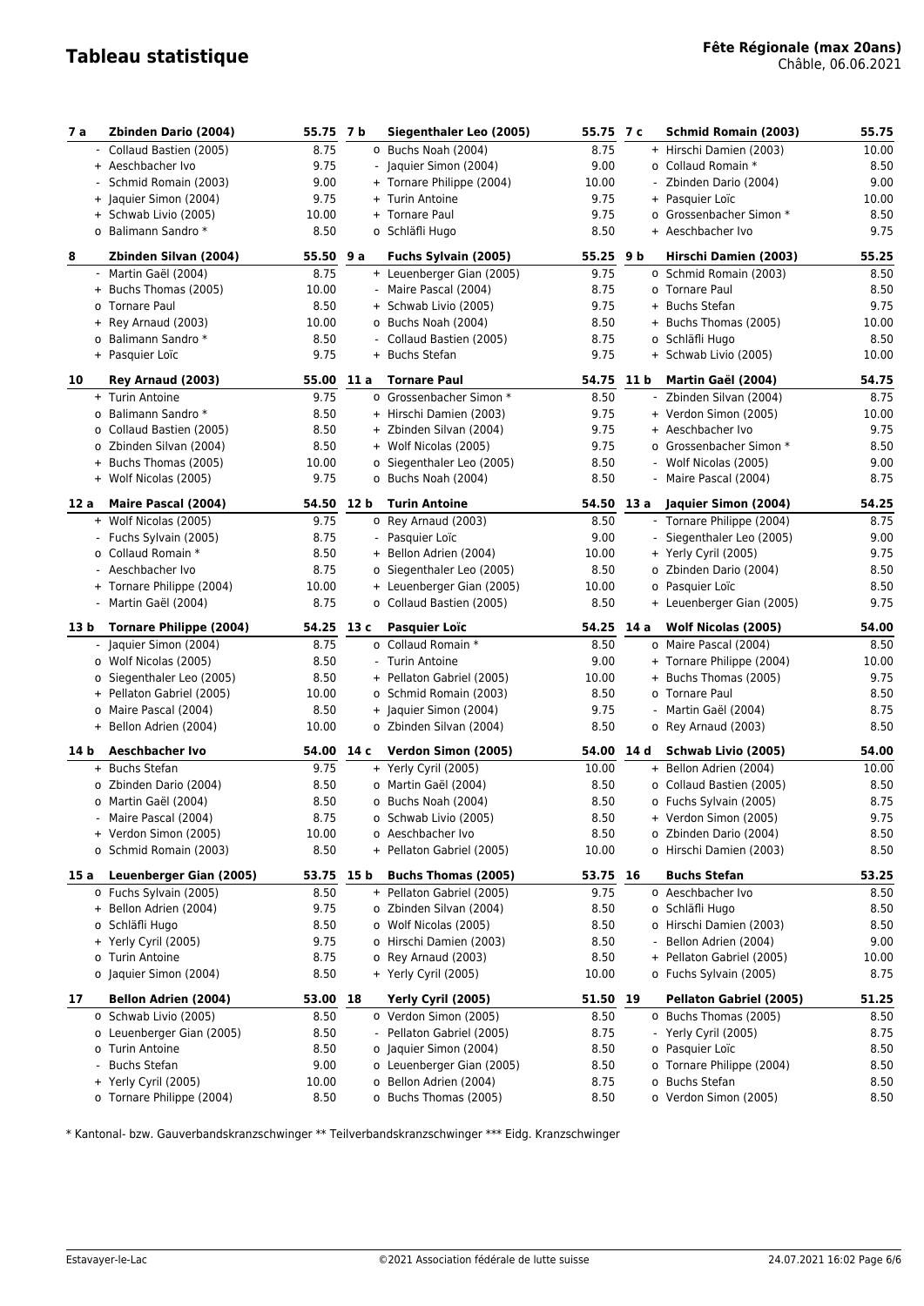# Tableau statistique

**Fête Régionale (max 20ans)**
Châble, 06.06.2021

| Rang | Lutteur | Note | Rang | Lutteur | Note | Rang | Lutteur | Note |
|---|---|---|---|---|---|---|---|---|
| **7 a** | **Zbinden Dario (2004)** | **55.75** | **7 b** | **Siegenthaler Leo (2005)** | **55.75** | **7 c** | **Schmid Romain (2003)** | **55.75** |
| - | Collaud Bastien (2005) | 8.75 | o | Buchs Noah (2004) | 8.75 | + | Hirschi Damien (2003) | 10.00 |
| + | Aeschbacher Ivo | 9.75 | - | Jaquier Simon (2004) | 9.00 | o | Collaud Romain * | 8.50 |
| - | Schmid Romain (2003) | 9.00 | + | Tornare Philippe (2004) | 10.00 | - | Zbinden Dario (2004) | 9.00 |
| + | Jaquier Simon (2004) | 9.75 | + | Turin Antoine | 9.75 | + | Pasquier Loïc | 10.00 |
| + | Schwab Livio (2005) | 10.00 | + | Tornare Paul | 9.75 | o | Grossenbacher Simon * | 8.50 |
| o | Balimann Sandro * | 8.50 | o | Schläfli Hugo | 8.50 | + | Aeschbacher Ivo | 9.75 |
| **8** | **Zbinden Silvan (2004)** | **55.50** | **9 a** | **Fuchs Sylvain (2005)** | **55.25** | **9 b** | **Hirschi Damien (2003)** | **55.25** |
| - | Martin Gaël (2004) | 8.75 | + | Leuenberger Gian (2005) | 9.75 | o | Schmid Romain (2003) | 8.50 |
| + | Buchs Thomas (2005) | 10.00 | - | Maire Pascal (2004) | 8.75 | o | Tornare Paul | 8.50 |
| o | Tornare Paul | 8.50 | + | Schwab Livio (2005) | 9.75 | + | Buchs Stefan | 9.75 |
| + | Rey Arnaud (2003) | 10.00 | o | Buchs Noah (2004) | 8.50 | + | Buchs Thomas (2005) | 10.00 |
| o | Balimann Sandro * | 8.50 | - | Collaud Bastien (2005) | 8.75 | o | Schläfli Hugo | 8.50 |
| + | Pasquier Loïc | 9.75 | + | Buchs Stefan | 9.75 | + | Schwab Livio (2005) | 10.00 |
| **10** | **Rey Arnaud (2003)** | **55.00** | **11 a** | **Tornare Paul** | **54.75** | **11 b** | **Martin Gaël (2004)** | **54.75** |
| + | Turin Antoine | 9.75 | o | Grossenbacher Simon * | 8.50 | - | Zbinden Silvan (2004) | 8.75 |
| o | Balimann Sandro * | 8.50 | + | Hirschi Damien (2003) | 9.75 | + | Verdon Simon (2005) | 10.00 |
| o | Collaud Bastien (2005) | 8.50 | + | Zbinden Silvan (2004) | 9.75 | + | Aeschbacher Ivo | 9.75 |
| o | Zbinden Silvan (2004) | 8.50 | + | Wolf Nicolas (2005) | 9.75 | o | Grossenbacher Simon * | 8.50 |
| + | Buchs Thomas (2005) | 10.00 | o | Siegenthaler Leo (2005) | 8.50 | - | Wolf Nicolas (2005) | 9.00 |
| + | Wolf Nicolas (2005) | 9.75 | o | Buchs Noah (2004) | 8.50 | - | Maire Pascal (2004) | 8.75 |
| **12 a** | **Maire Pascal (2004)** | **54.50** | **12 b** | **Turin Antoine** | **54.50** | **13 a** | **Jaquier Simon (2004)** | **54.25** |
| + | Wolf Nicolas (2005) | 9.75 | o | Rey Arnaud (2003) | 8.50 | - | Tornare Philippe (2004) | 8.75 |
| - | Fuchs Sylvain (2005) | 8.75 | - | Pasquier Loïc | 9.00 | - | Siegenthaler Leo (2005) | 9.00 |
| o | Collaud Romain * | 8.50 | + | Bellon Adrien (2004) | 10.00 | + | Yerly Cyril (2005) | 9.75 |
| - | Aeschbacher Ivo | 8.75 | o | Siegenthaler Leo (2005) | 8.50 | o | Zbinden Dario (2004) | 8.50 |
| + | Tornare Philippe (2004) | 10.00 | + | Leuenberger Gian (2005) | 10.00 | o | Pasquier Loïc | 8.50 |
| - | Martin Gaël (2004) | 8.75 | o | Collaud Bastien (2005) | 8.50 | + | Leuenberger Gian (2005) | 9.75 |
| **13 b** | **Tornare Philippe (2004)** | **54.25** | **13 c** | **Pasquier Loïc** | **54.25** | **14 a** | **Wolf Nicolas (2005)** | **54.00** |
| - | Jaquier Simon (2004) | 8.75 | o | Collaud Romain * | 8.50 | o | Maire Pascal (2004) | 8.50 |
| o | Wolf Nicolas (2005) | 8.50 | - | Turin Antoine | 9.00 | + | Tornare Philippe (2004) | 10.00 |
| o | Siegenthaler Leo (2005) | 8.50 | + | Pellaton Gabriel (2005) | 10.00 | + | Buchs Thomas (2005) | 9.75 |
| + | Pellaton Gabriel (2005) | 10.00 | o | Schmid Romain (2003) | 8.50 | o | Tornare Paul | 8.50 |
| o | Maire Pascal (2004) | 8.50 | + | Jaquier Simon (2004) | 9.75 | - | Martin Gaël (2004) | 8.75 |
| + | Bellon Adrien (2004) | 10.00 | o | Zbinden Silvan (2004) | 8.50 | o | Rey Arnaud (2003) | 8.50 |
| **14 b** | **Aeschbacher Ivo** | **54.00** | **14 c** | **Verdon Simon (2005)** | **54.00** | **14 d** | **Schwab Livio (2005)** | **54.00** |
| + | Buchs Stefan | 9.75 | + | Yerly Cyril (2005) | 10.00 | + | Bellon Adrien (2004) | 10.00 |
| o | Zbinden Dario (2004) | 8.50 | o | Martin Gaël (2004) | 8.50 | o | Collaud Bastien (2005) | 8.50 |
| o | Martin Gaël (2004) | 8.50 | o | Buchs Noah (2004) | 8.50 | o | Fuchs Sylvain (2005) | 8.75 |
| - | Maire Pascal (2004) | 8.75 | o | Schwab Livio (2005) | 8.50 | + | Verdon Simon (2005) | 9.75 |
| + | Verdon Simon (2005) | 10.00 | o | Aeschbacher Ivo | 8.50 | o | Zbinden Dario (2004) | 8.50 |
| o | Schmid Romain (2003) | 8.50 | + | Pellaton Gabriel (2005) | 10.00 | o | Hirschi Damien (2003) | 8.50 |
| **15 a** | **Leuenberger Gian (2005)** | **53.75** | **15 b** | **Buchs Thomas (2005)** | **53.75** | **16** | **Buchs Stefan** | **53.25** |
| o | Fuchs Sylvain (2005) | 8.50 | + | Pellaton Gabriel (2005) | 9.75 | o | Aeschbacher Ivo | 8.50 |
| + | Bellon Adrien (2004) | 9.75 | o | Zbinden Silvan (2004) | 8.50 | o | Schläfli Hugo | 8.50 |
| o | Schläfli Hugo | 8.50 | o | Wolf Nicolas (2005) | 8.50 | o | Hirschi Damien (2003) | 8.50 |
| + | Yerly Cyril (2005) | 9.75 | o | Hirschi Damien (2003) | 8.50 | - | Bellon Adrien (2004) | 9.00 |
| o | Turin Antoine | 8.75 | o | Rey Arnaud (2003) | 8.50 | + | Pellaton Gabriel (2005) | 10.00 |
| o | Jaquier Simon (2004) | 8.50 | + | Yerly Cyril (2005) | 10.00 | o | Fuchs Sylvain (2005) | 8.75 |
| **17** | **Bellon Adrien (2004)** | **53.00** | **18** | **Yerly Cyril (2005)** | **51.50** | **19** | **Pellaton Gabriel (2005)** | **51.25** |
| o | Schwab Livio (2005) | 8.50 | o | Verdon Simon (2005) | 8.50 | o | Buchs Thomas (2005) | 8.50 |
| o | Leuenberger Gian (2005) | 8.50 | - | Pellaton Gabriel (2005) | 8.75 | - | Yerly Cyril (2005) | 8.75 |
| o | Turin Antoine | 8.50 | o | Jaquier Simon (2004) | 8.50 | o | Pasquier Loïc | 8.50 |
| - | Buchs Stefan | 9.00 | o | Leuenberger Gian (2005) | 8.50 | o | Tornare Philippe (2004) | 8.50 |
| + | Yerly Cyril (2005) | 10.00 | o | Bellon Adrien (2004) | 8.75 | o | Buchs Stefan | 8.50 |
| o | Tornare Philippe (2004) | 8.50 | o | Buchs Thomas (2005) | 8.50 | o | Verdon Simon (2005) | 8.50 |

* Kantonal- bzw. Gauverbandskranzschwinger ** Teilverbandskranzschwinger *** Eidg. Kranzschwinger